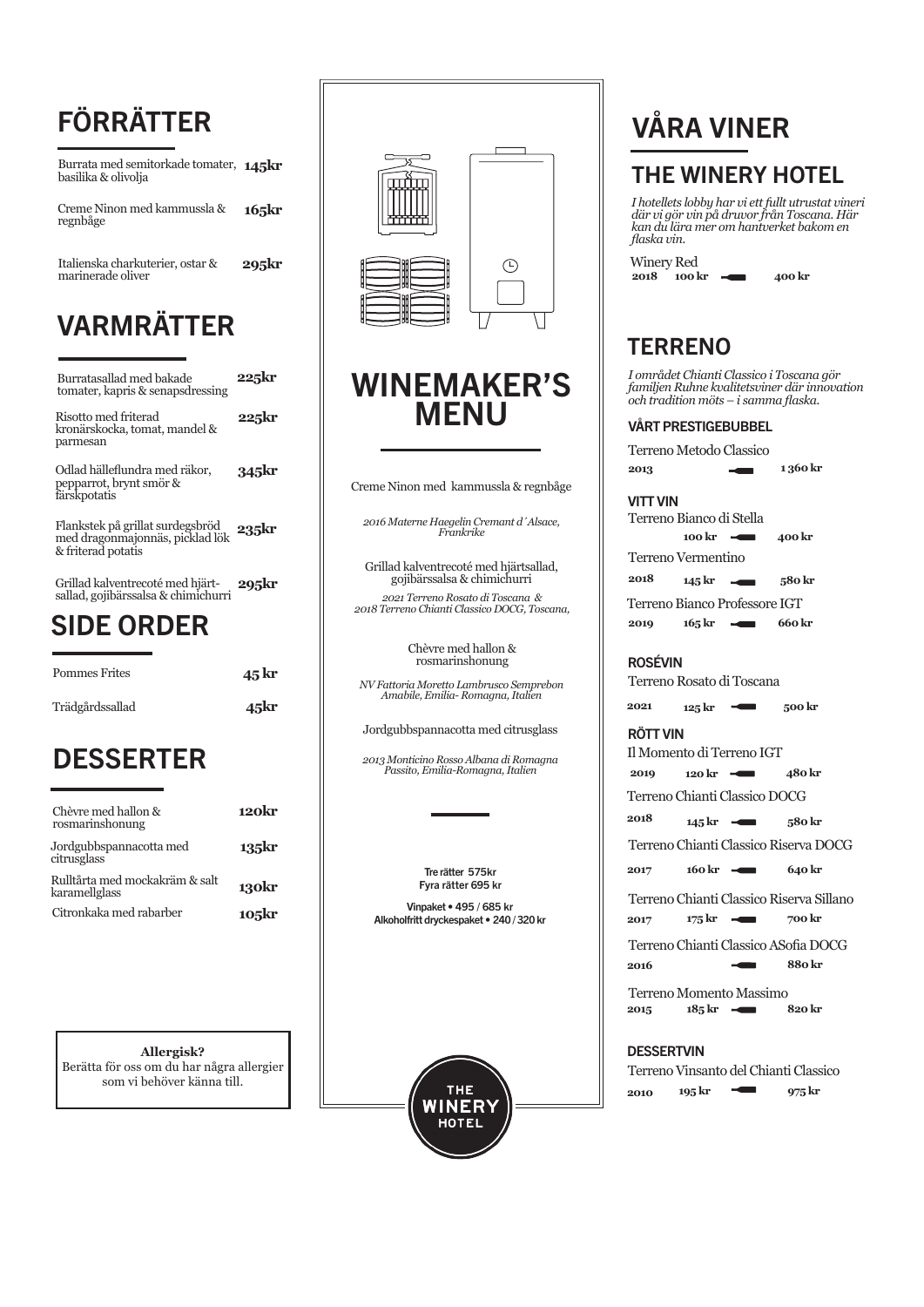# FÖRRÄTTER

| | |
|---|---|
| Burrata med semitorkade tomater, basilika & olivolja | **145kr** |
| Creme Ninon med kammussla & regnbåge | **165kr** |
| Italienska charkuterier, ostar & marinerade oliver | **295kr** |

# VARMRÄTTER

| | |
|---|---|
| Burratasallad med bakade tomater, kapris & senapsdressing | **225kr** |
| Risotto med friterad kronärskocka, tomat, mandel & parmesan | **225kr** |
| Odlad hälleflundra med räkor, pepparrot, brynt smör & färskpotatis | **345kr** |
| Flankstek på grillat surdegsbröd med dragonmajonnäs, picklad lök & friterad potatis | **235kr** |
| Grillad kalventrecoté med hjärtsallad, gojibärssalsa & chimichurri | **295kr** |

# SIDE ORDER

| | |
|---|---|
| Pommes Frites | **45 kr** |
| Trädgårdssallad | **45kr** |

# DESSERTER

| | |
|---|---|
| Chèvre med hallon & rosmarinshonung | **120kr** |
| Jordgubbspannacotta med citrusglass | **135kr** |
| Rulltårta med mockakräm & salt karamellglass | **130kr** |
| Citronkaka med rabarber | **105kr** |

**Allergisk?**
Berätta för oss om du har några allergier som vi behöver känna till.

# WINEMAKER'S MENU

Creme Ninon med kammussla & regnbåge

*2016 Materne Haegelin Cremant d´Alsace, Frankrike*

Grillad kalventrecoté med hjärtsallad, gojibärssalsa & chimichurri

*2021 Terreno Rosato di Toscana & 2018 Terreno Chianti Classico DOCG, Toscana,*

Chèvre med hallon & rosmarinshonung

*NV Fattoria Moretto Lambrusco Semprebon Amabile, Emilia- Romagna, Italien*

Jordgubbspannacotta med citrusglass

*2013 Monticino Rosso Albana di Romagna Passito, Emilia-Romagna, Italien*

Tre rätter 575kr
Fyra rätter 695 kr

Vinpaket • 495 / 685 kr
Alkoholfritt dryckespaket • 240 / 320 kr

THE WINERY HOTEL

# VÅRA VINER

## THE WINERY HOTEL

*I hotellets lobby har vi ett fullt utrustat vineri där vi gör vin på druvor från Toscana. Här kan du lära mer om hantverket bakom en flaska vin.*

| | Glas | Flaska |
|---|---|---|
| Winery Red 2018 | 100 kr | 400 kr |

## TERRENO

*I området Chianti Classico i Toscana gör familjen Ruhne kvalitetsviner där innovation och tradition möts – i samma flaska.*

### VÅRT PRESTIGEBUBBEL

| | Glas | Flaska |
|---|---|---|
| Terreno Metodo Classico 2013 | | 1 360 kr |

### VITT VIN

| | Glas | Flaska |
|---|---|---|
| Terreno Bianco di Stella | 100 kr | 400 kr |
| Terreno Vermentino 2018 | 145 kr | 580 kr |
| Terreno Bianco Professore IGT 2019 | 165 kr | 660 kr |

### ROSÉVIN

| | Glas | Flaska |
|---|---|---|
| Terreno Rosato di Toscana 2021 | 125 kr | 500 kr |

### RÖTT VIN

| | Glas | Flaska |
|---|---|---|
| Il Momento di Terreno IGT 2019 | 120 kr | 480 kr |
| Terreno Chianti Classico DOCG 2018 | 145 kr | 580 kr |
| Terreno Chianti Classico Riserva DOCG 2017 | 160 kr | 640 kr |
| Terreno Chianti Classico Riserva Sillano 2017 | 175 kr | 700 kr |
| Terreno Chianti Classico ASofia DOCG 2016 | | 880 kr |
| Terreno Momento Massimo 2015 | 185 kr | 820 kr |

### DESSERTVIN

| | Glas | Flaska |
|---|---|---|
| Terreno Vinsanto del Chianti Classico 2010 | 195 kr | 975 kr |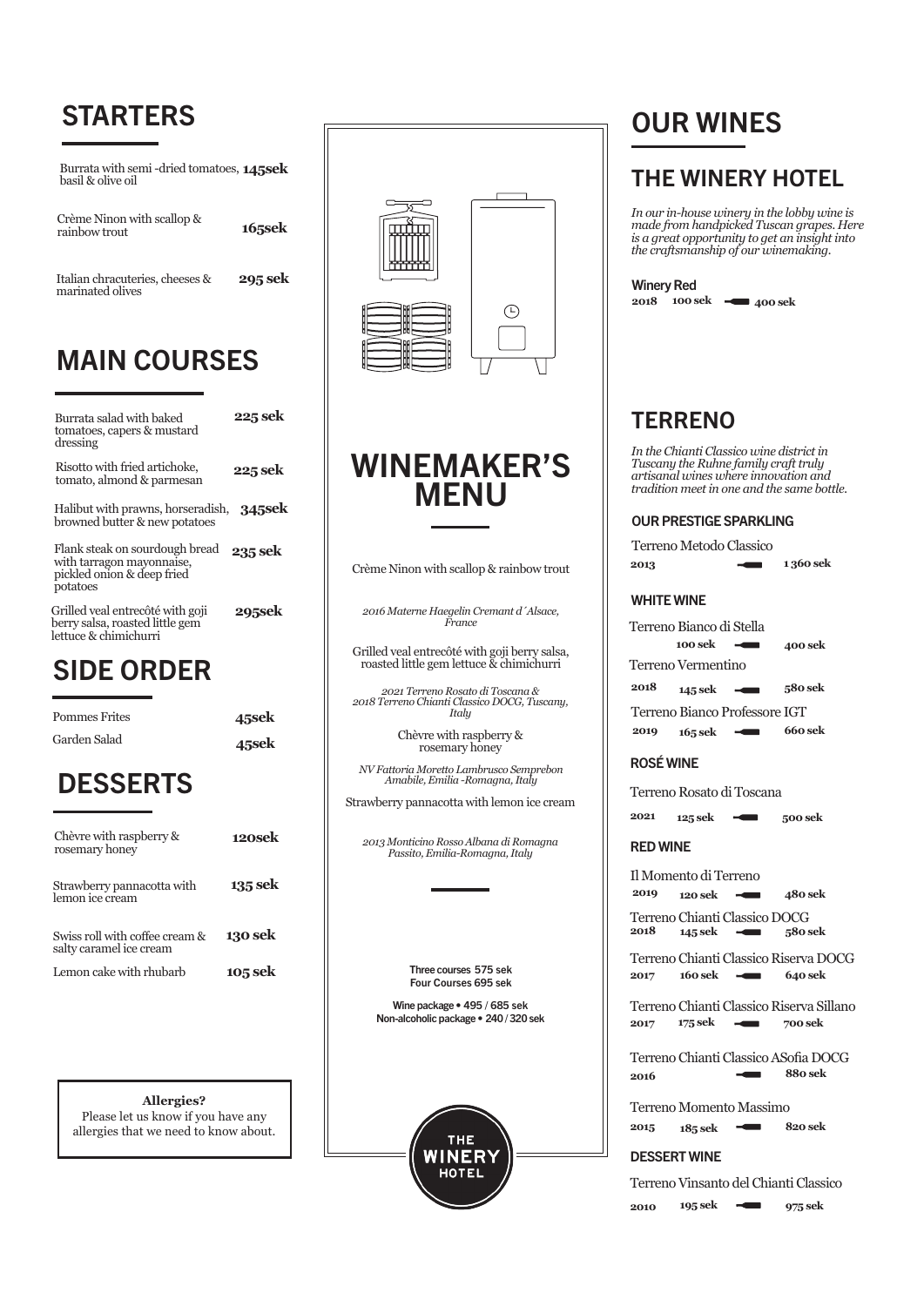# STARTERS

| | |
|---|---|
| Burrata with semi -dried tomatoes, basil & olive oil | **145sek** |
| Crème Ninon with scallop & rainbow trout | **165sek** |
| Italian chracuteries, cheeses & marinated olives | **295 sek** |

# MAIN COURSES

| | |
|---|---|
| Burrata salad with baked tomatoes, capers & mustard dressing | **225 sek** |
| Risotto with fried artichoke, tomato, almond & parmesan | **225 sek** |
| Halibut with prawns, horseradish, browned butter & new potatoes | **345sek** |
| Flank steak on sourdough bread with tarragon mayonnaise, pickled onion & deep fried potatoes | **235 sek** |
| Grilled veal entrecôté with goji berry salsa, roasted little gem lettuce & chimichurri | **295sek** |

# SIDE ORDER

| | |
|---|---|
| Pommes Frites | **45sek** |
| Garden Salad | **45sek** |

# DESSERTS

| | |
|---|---|
| Chèvre with raspberry & rosemary honey | **120sek** |
| Strawberry pannacotta with lemon ice cream | **135 sek** |
| Swiss roll with coffee cream & salty caramel ice cream | **130 sek** |
| Lemon cake with rhubarb | **105 sek** |

**Allergies?**
Please let us know if you have any allergies that we need to know about.

# WINEMAKER'S MENU

Crème Ninon with scallop & rainbow trout

*2016 Materne Haegelin Cremant d´Alsace, France*

Grilled veal entrecôté with goji berry salsa, roasted little gem lettuce & chimichurri

*2021 Terreno Rosato di Toscana & 2018 Terreno Chianti Classico DOCG, Tuscany, Italy*

Chèvre with raspberry & rosemary honey

*NV Fattoria Moretto Lambrusco Semprebon Amabile, Emilia -Romagna, Italy*

Strawberry pannacotta with lemon ice cream

*2013 Monticino Rosso Albana di Romagna Passito, Emilia-Romagna, Italy*

**Three courses 575 sek**
**Four Courses 695 sek**

**Wine package • 495 / 685 sek**
**Non-alcoholic package • 240 / 320 sek**

THE WINERY HOTEL

# OUR WINES

## THE WINERY HOTEL

*In our in-house winery in the lobby wine is made from handpicked Tuscan grapes. Here is a great opportunity to get an insight into the craftsmanship of our winemaking.*

**Winery Red**
2018 — 100 sek — 400 sek

## TERRENO

*In the Chianti Classico wine district in Tuscany the Ruhne family craft truly artisanal wines where innovation and tradition meet in one and the same bottle.*

### OUR PRESTIGE SPARKLING

Terreno Metodo Classico
2013 — 1 360 sek

### WHITE WINE

Terreno Bianco di Stella
100 sek — 400 sek

Terreno Vermentino
2018 — 145 sek — 580 sek

Terreno Bianco Professore IGT
2019 — 165 sek — 660 sek

### ROSÉ WINE

Terreno Rosato di Toscana
2021 — 125 sek — 500 sek

### RED WINE

Il Momento di Terreno
2019 — 120 sek — 480 sek

Terreno Chianti Classico DOCG
2018 — 145 sek — 580 sek

Terreno Chianti Classico Riserva DOCG
2017 — 160 sek — 640 sek

Terreno Chianti Classico Riserva Sillano
2017 — 175 sek — 700 sek

Terreno Chianti Classico ASofia DOCG
2016 — 880 sek

Terreno Momento Massimo
2015 — 185 sek — 820 sek

### DESSERT WINE

Terreno Vinsanto del Chianti Classico
2010 — 195 sek — 975 sek